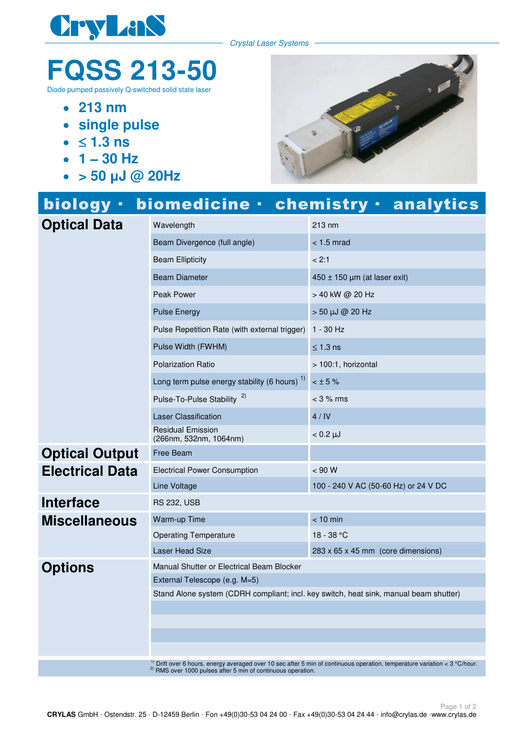CryLaS

*Crystal Laser Systems*

# FQSS 213-50

Diode pumped passively Q-switched solid state laser

- **213 nm**
- **single pulse**
- **≤ 1.3 ns**
- **1 – 30 Hz**
- **> 50 µJ @ 20Hz**

**biology · biomedicine · chemistry · analytics**

| | | |
|---|---|---|
| **Optical Data** | Wavelength | 213 nm |
| | Beam Divergence (full angle) | < 1.5 mrad |
| | Beam Ellipticity | < 2:1 |
| | Beam Diameter | 450 ± 150 µm (at laser exit) |
| | Peak Power | > 40 kW @ 20 Hz |
| | Pulse Energy | > 50 µJ @ 20 Hz |
| | Pulse Repetition Rate (with external trigger) | 1 - 30 Hz |
| | Pulse Width (FWHM) | ≤ 1.3 ns |
| | Polarization Ratio | > 100:1, horizontal |
| | Long term pulse energy stability (6 hours) [1] | < ± 5 % |
| | Pulse-To-Pulse Stability [2] | < 3 % rms |
| | Laser Classification | 4 / IV |
| | Residual Emission (266nm, 532nm, 1064nm) | < 0.2 µJ |
| **Optical Output** | Free Beam | |
| **Electrical Data** | Electrical Power Consumption | < 90 W |
| | Line Voltage | 100 - 240 V AC (50-60 Hz) or 24 V DC |
| **Interface** | RS 232, USB | |
| **Miscellaneous** | Warm-up Time | < 10 min |
| | Operating Temperature | 18 - 38 °C |
| | Laser Head Size | 283 x 65 x 45 mm (core dimensions) |
| **Options** | Manual Shutter or Electrical Beam Blocker | |
| | External Telescope (e.g. M=5) | |
| | Stand Alone system (CDRH compliant; incl. key switch, heat sink, manual beam shutter) | |

[1] Drift over 6 hours, energy averaged over 10 sec after 5 min of continuous operation, temperature variation < 3 °C/hour.
[2] RMS over 1000 pulses after 5 min of continuous operation.

**CRYLAS** GmbH · Ostendstr. 25 · D-12459 Berlin · Fon +49(0)30-53 04 24 00 · Fax +49(0)30-53 04 24 44 · info@crylas.de ·www.crylas.de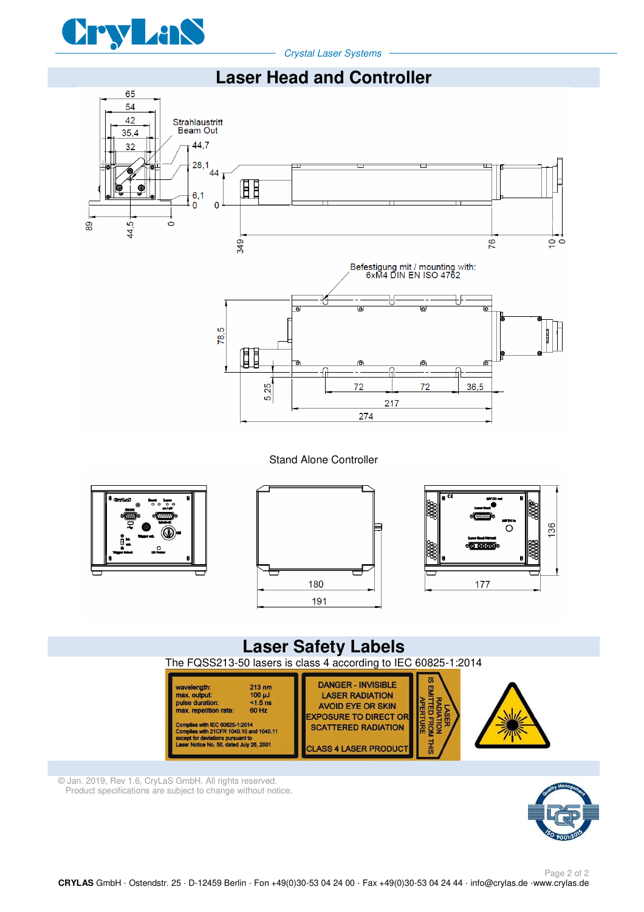## Laser Head and Controller

Strahlaustritt
Beam Out

65
54
42
35,4
32
44,7
28,1
44
6,1
0
0
89
44,5
0
349
76
10
0

Befestigung mit / mounting with:
6xM4 DIN EN ISO 4762

78,5
5,25
72
72
36,5
217
274

Stand Alone Controller

180
191
177
136

## Laser Safety Labels

The FQSS213-50 lasers is class 4 according to IEC 60825-1:2014

| | |
|---|---|
| wavelength: | 213 nm |
| max. output: | 100 µJ |
| pulse duration: | <1.5 ns |
| max. repetition rate: | 60 Hz |

Complies with IEC 60825-1:2014
Complies with 21CFR 1040.10 and 1040.11 except for deviations pursuant to Laser Notice No. 50, dated July 26, 2001

DANGER - INVISIBLE LASER RADIATION
AVOID EYE OR SKIN EXPOSURE TO DIRECT OR SCATTERED RADIATION

CLASS 4 LASER PRODUCT

LASER RADIATION IS EMITTED FROM THIS APERTURE

© Jan. 2019, Rev 1.6, CryLaS GmbH. All rights reserved.
Product specifications are subject to change without notice.

**CRYLAS** GmbH · Ostendstr. 25 · D-12459 Berlin · Fon +49(0)30-53 04 24 00 · Fax +49(0)30-53 04 24 44 · info@crylas.de · www.crylas.de